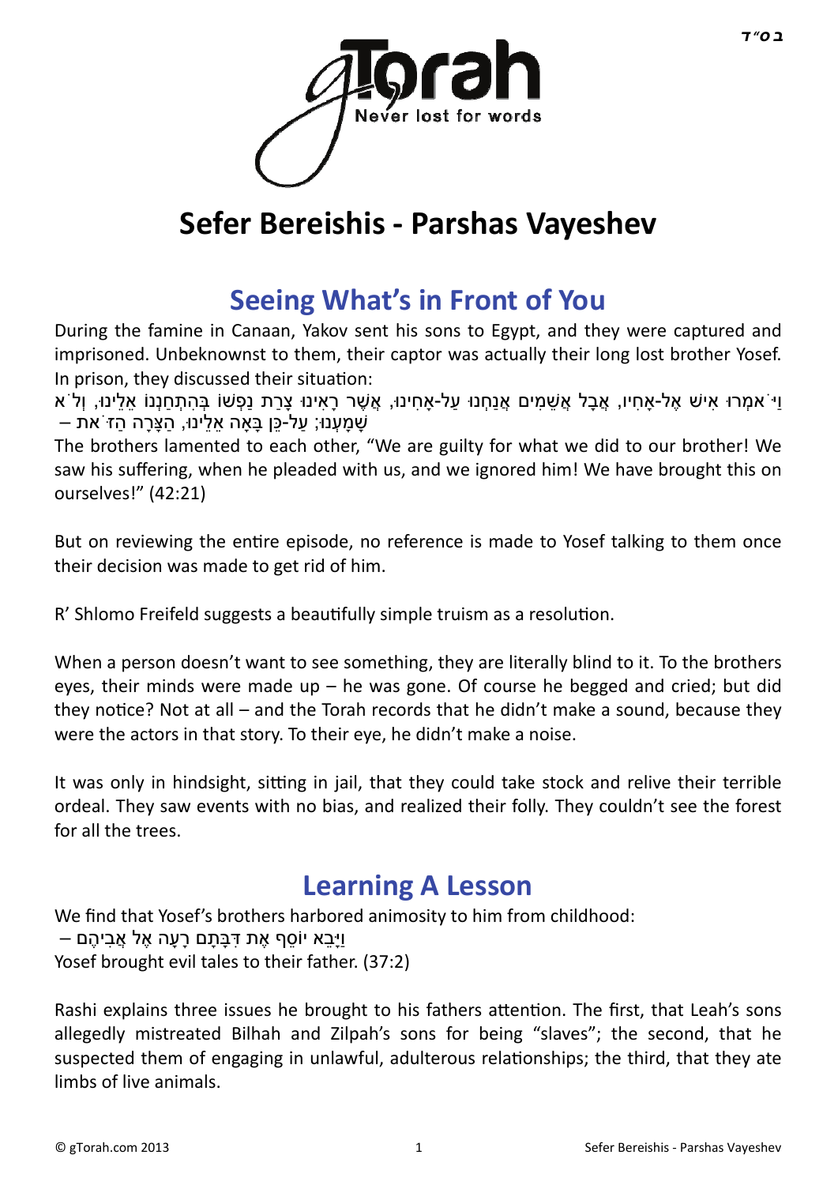# Sefer Bereishis - Parshas Vayeshev

## Seeing What's in Front of You

During the famine in Canaan, Yakov sent his sons to Egypt, and they were captured and imprisoned. Unbeknownst to them, their captor was actually their long lost brother Yosef. In prison, they discussed their situation:

וַיֹּאמְרוּ אִישׁ אֶל-אָחִיו, אֲבָל אֲשֵׁמִים אֲנַחְנוּ עַל-אָחִינוּ, אֲשֶׁר רָאִינוּ צָרַת נַפְשׁוֹ בְּהִתְחַנְנוֹ אֵלֵינוּ, וְלֹא שָׁמָעְנוּ; עַל-כֵּן בָּאָה אֵלֵינוּ, הַצָּרָה הַזֹּאת –

The brothers lamented to each other, "We are guilty for what we did to our brother! We saw his suffering, when he pleaded with us, and we ignored him! We have brought this on ourselves!" (42:21)

But on reviewing the entire episode, no reference is made to Yosef talking to them once their decision was made to get rid of him.

R' Shlomo Freifeld suggests a beautifully simple truism as a resolution.

When a person doesn't want to see something, they are literally blind to it. To the brothers eyes, their minds were made up – he was gone. Of course he begged and cried; but did they notice? Not at all – and the Torah records that he didn't make a sound, because they were the actors in that story. To their eye, he didn't make a noise.

It was only in hindsight, sitting in jail, that they could take stock and relive their terrible ordeal. They saw events with no bias, and realized their folly. They couldn't see the forest for all the trees.

## Learning A Lesson

We find that Yosef's brothers harbored animosity to him from childhood:

וַיָּבֵא יוֹסֵף אֶת דִּבָּתָם רָעָה אֶל אֲבִיהֶם –

Yosef brought evil tales to their father. (37:2)

Rashi explains three issues he brought to his fathers attention. The first, that Leah's sons allegedly mistreated Bilhah and Zilpah's sons for being "slaves"; the second, that he suspected them of engaging in unlawful, adulterous relationships; the third, that they ate limbs of live animals.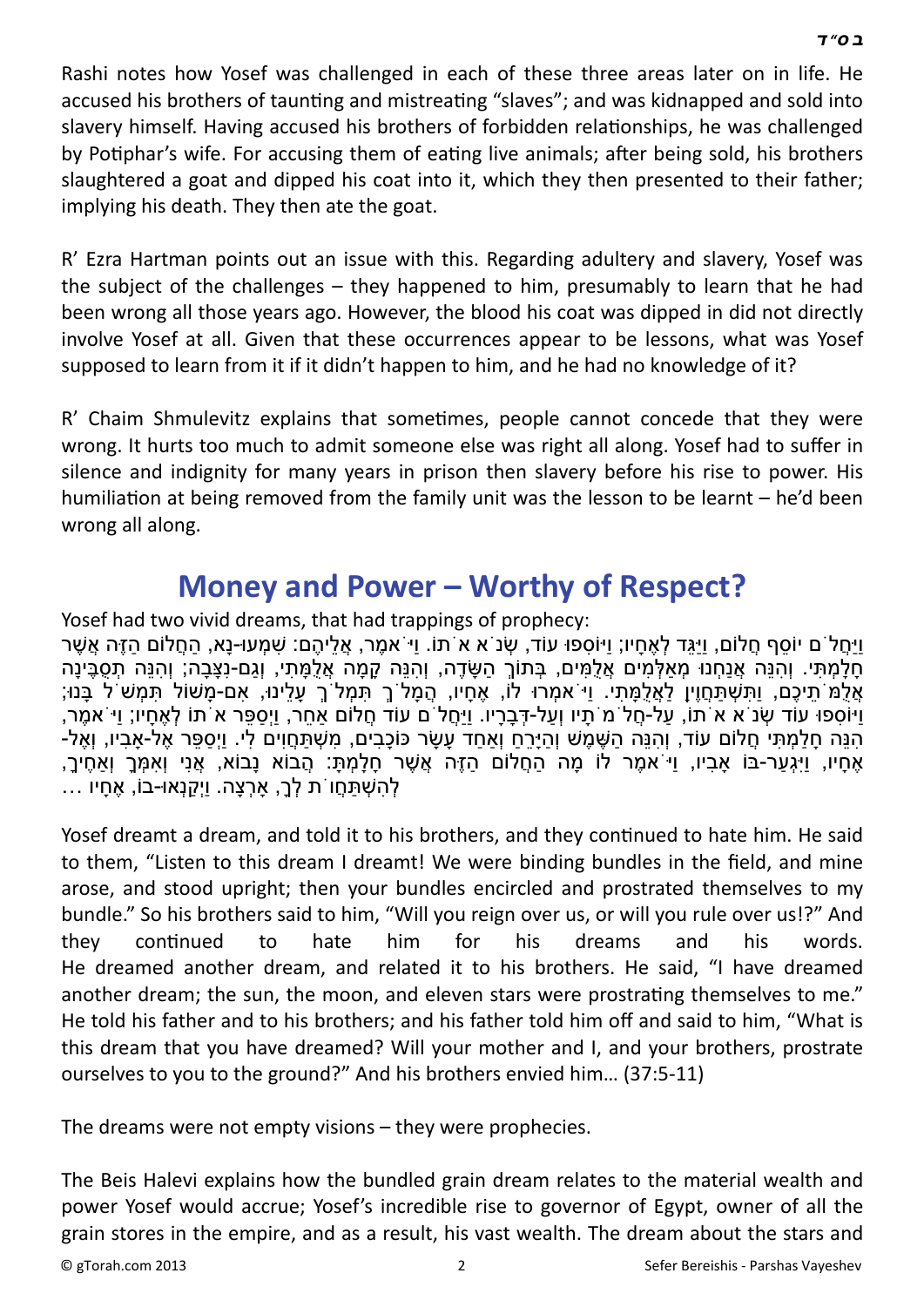Rashi notes how Yosef was challenged in each of these three areas later on in life. He accused his brothers of taunting and mistreating "slaves"; and was kidnapped and sold into slavery himself. Having accused his brothers of forbidden relationships, he was challenged by Potiphar's wife. For accusing them of eating live animals; after being sold, his brothers slaughtered a goat and dipped his coat into it, which they then presented to their father; implying his death. They then ate the goat.

R' Ezra Hartman points out an issue with this. Regarding adultery and slavery, Yosef was the subject of the challenges – they happened to him, presumably to learn that he had been wrong all those years ago. However, the blood his coat was dipped in did not directly involve Yosef at all. Given that these occurrences appear to be lessons, what was Yosef supposed to learn from it if it didn't happen to him, and he had no knowledge of it?

R' Chaim Shmulevitz explains that sometimes, people cannot concede that they were wrong. It hurts too much to admit someone else was right all along. Yosef had to suffer in silence and indignity for many years in prison then slavery before his rise to power. His humiliation at being removed from the family unit was the lesson to be learnt – he'd been wrong all along.

## Money and Power – Worthy of Respect?

Yosef had two vivid dreams, that had trappings of prophecy:

וַיַּחֲלֹם יוֹסֵף חֲלוֹם, וַיַּגֵּד לְאֶחָיו; וַיּוֹסִפוּ עוֹד, שְׂנֹא אֹתוֹ. וַיֹּאמֶר, אֲלֵיהֶם: שִׁמְעוּ-נָא, הַחֲלוֹם הַזֶּה אֲשֶׁר חָלָמְתִּי. וְהִנֵּה אֲנַחְנוּ מְאַלְּמִים אֲלֻמִּים, בְּתוֹךְ הַשָּׂדֶה, וְהִנֵּה קָמָה אֲלֻמָּתִי, וְגַם-נִצָּבָה; וְהִנֵּה תְסֻבֶּינָה אֲלֻמֹּתֵיכֶם, וַתִּשְׁתַּחֲוֶיןָ לַאֲלֻמָּתִי. וַיֹּאמְרוּ לוֹ, אֶחָיו, הֲמָלֹךְ תִּמְלֹךְ עָלֵינוּ, אִם-מָשׁוֹל תִּמְשֹׁל בָּנוּ; וַיּוֹסִפוּ עוֹד שְׂנֹא אֹתוֹ, עַל-חֲלֹמֹתָיו וְעַל-דְּבָרָיו. וַיַּחֲלֹם עוֹד חֲלוֹם אַחֵר, וַיְסַפֵּר אֹתוֹ לְאֶחָיו; וַיֹּאמֶר, הִנֵּה חָלַמְתִּי חֲלוֹם עוֹד, וְהִנֵּה הַשֶּׁמֶשׁ וְהַיָּרֵחַ וְאַחַד עָשָׂר כּוֹכָבִים, מִשְׁתַּחֲוִים לִי. וַיְסַפֵּר אֶל-אָבִיו, וְאֶל-אֶחָיו, וַיִּגְעַר-בּוֹ אָבִיו, וַיֹּאמֶר לוֹ מָה הַחֲלוֹם הַזֶּה אֲשֶׁר חָלָמְתָּ: הֲבוֹא נָבוֹא, אֲנִי וְאִמְּךָ וְאַחֶיךָ, לְהִשְׁתַּחֲוֹת לְךָ, אָרְצָה. וַיְקַנְאוּ-בוֹ, אֶחָיו ...

Yosef dreamt a dream, and told it to his brothers, and they continued to hate him. He said to them, "Listen to this dream I dreamt! We were binding bundles in the field, and mine arose, and stood upright; then your bundles encircled and prostrated themselves to my bundle." So his brothers said to him, "Will you reign over us, or will you rule over us!?" And they continued to hate him for his dreams and his words.
He dreamed another dream, and related it to his brothers. He said, "I have dreamed another dream; the sun, the moon, and eleven stars were prostrating themselves to me." He told his father and to his brothers; and his father told him off and said to him, "What is this dream that you have dreamed? Will your mother and I, and your brothers, prostrate ourselves to you to the ground?" And his brothers envied him… (37:5-11)

The dreams were not empty visions – they were prophecies.

The Beis Halevi explains how the bundled grain dream relates to the material wealth and power Yosef would accrue; Yosef's incredible rise to governor of Egypt, owner of all the grain stores in the empire, and as a result, his vast wealth. The dream about the stars and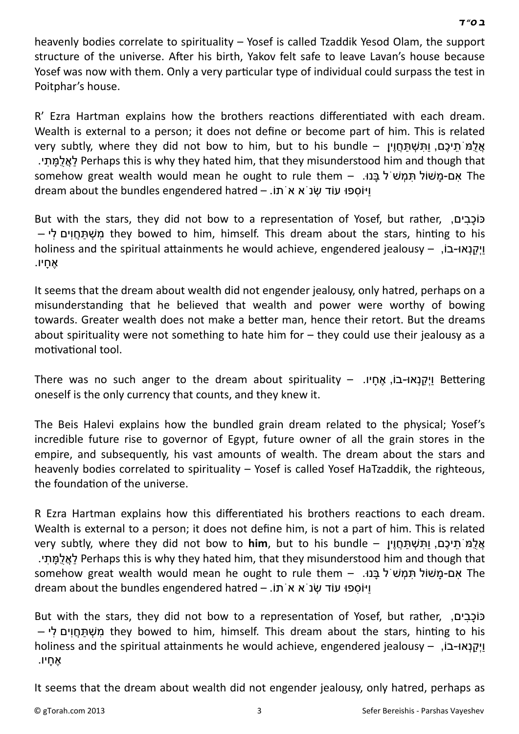heavenly bodies correlate to spirituality – Yosef is called Tzaddik Yesod Olam, the support structure of the universe. After his birth, Yakov felt safe to leave Lavan's house because Yosef was now with them. Only a very particular type of individual could surpass the test in Poitphar's house.

R' Ezra Hartman explains how the brothers reactions differentiated with each dream. Wealth is external to a person; it does not define or become part of him. This is related very subtly, where they did not bow to him, but to his bundle – אֲלֻמֹּתֵיכֶם, וַתִּשְׁתַּחֲוֶיןָ לַאֲלֻמָּתִי. Perhaps this is why they hated him, that they misunderstood him and though that somehow great wealth would mean he ought to rule them – אִם-מָשׁוֹל תִּמְשֹׁל בָּנוּ. The dream about the bundles engendered hatred – וַיּוֹסִפוּ עוֹד שְׂנֹא אֹתוֹ.

But with the stars, they did not bow to a representation of Yosef, but rather, כּוֹכָבִים, מִשְׁתַּחֲוִים לִי – they bowed to him, himself. This dream about the stars, hinting to his holiness and the spiritual attainments he would achieve, engendered jealousy – וַיְקַנְאוּ-בוֹ, אֶחָיו.

It seems that the dream about wealth did not engender jealousy, only hatred, perhaps on a misunderstanding that he believed that wealth and power were worthy of bowing towards. Greater wealth does not make a better man, hence their retort. But the dreams about spirituality were not something to hate him for – they could use their jealousy as a motivational tool.

There was no such anger to the dream about spirituality – וַיְקַנְאוּ-בוֹ, אֶחָיו. Bettering oneself is the only currency that counts, and they knew it.

The Beis Halevi explains how the bundled grain dream related to the physical; Yosef's incredible future rise to governor of Egypt, future owner of all the grain stores in the empire, and subsequently, his vast amounts of wealth. The dream about the stars and heavenly bodies correlated to spirituality – Yosef is called Yosef HaTzaddik, the righteous, the foundation of the universe.

R Ezra Hartman explains how this differentiated his brothers reactions to each dream. Wealth is external to a person; it does not define him, is not a part of him. This is related very subtly, where they did not bow to **him**, but to his bundle – אֲלֻמֹּתֵיכֶם, וַתִּשְׁתַּחֲוֶיןָ לַאֲלֻמָּתִי. Perhaps this is why they hated him, that they misunderstood him and though that somehow great wealth would mean he ought to rule them – אִם-מָשׁוֹל תִּמְשֹׁל בָּנוּ. The dream about the bundles engendered hatred – וַיּוֹסִפוּ עוֹד שְׂנֹא אֹתוֹ.

But with the stars, they did not bow to a representation of Yosef, but rather, כּוֹכָבִים, מִשְׁתַּחֲוִים לִי – they bowed to him, himself. This dream about the stars, hinting to his holiness and the spiritual attainments he would achieve, engendered jealousy – וַיְקַנְאוּ-בוֹ, אֶחָיו.

It seems that the dream about wealth did not engender jealousy, only hatred, perhaps as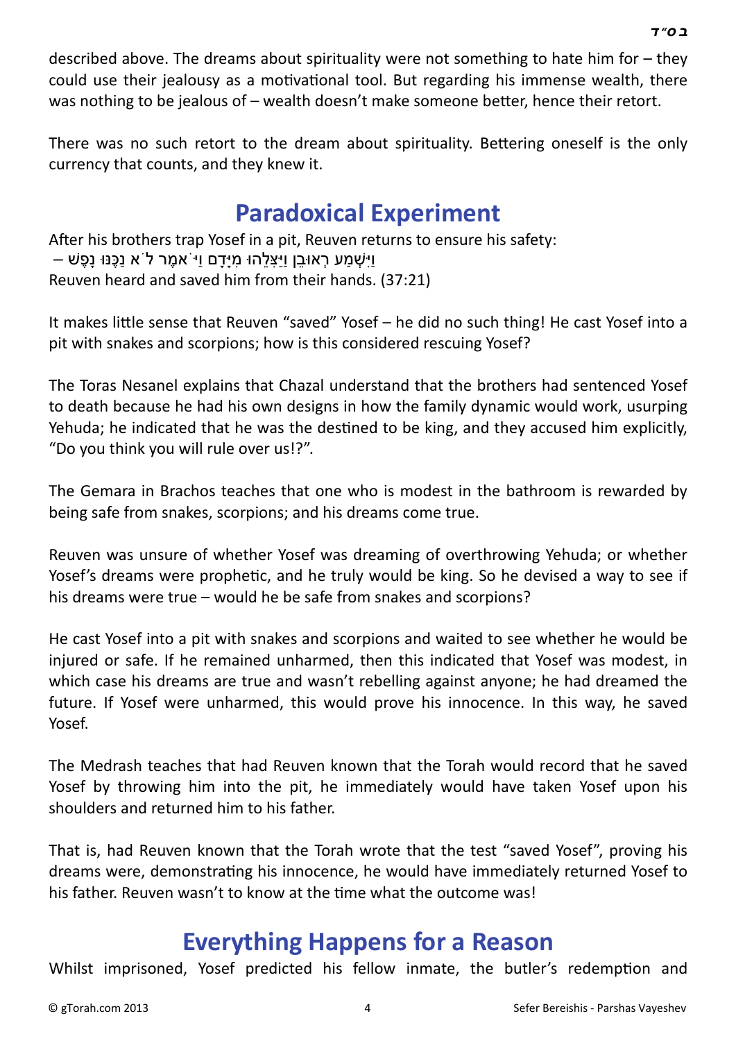described above. The dreams about spirituality were not something to hate him for – they could use their jealousy as a motivational tool. But regarding his immense wealth, there was nothing to be jealous of – wealth doesn't make someone better, hence their retort.

There was no such retort to the dream about spirituality. Bettering oneself is the only currency that counts, and they knew it.

## Paradoxical Experiment

After his brothers trap Yosef in a pit, Reuven returns to ensure his safety:
וַיִּשְׁמַע רְאוּבֵן וַיַּצִּלֵהוּ מִיָּדָם וַיֹּ֫אמֶר לֹ֫א נַכֶּנּוּ נָפֶשׁ –
Reuven heard and saved him from their hands. (37:21)

It makes little sense that Reuven "saved" Yosef – he did no such thing! He cast Yosef into a pit with snakes and scorpions; how is this considered rescuing Yosef?

The Toras Nesanel explains that Chazal understand that the brothers had sentenced Yosef to death because he had his own designs in how the family dynamic would work, usurping Yehuda; he indicated that he was the destined to be king, and they accused him explicitly, "Do you think you will rule over us!?".

The Gemara in Brachos teaches that one who is modest in the bathroom is rewarded by being safe from snakes, scorpions; and his dreams come true.

Reuven was unsure of whether Yosef was dreaming of overthrowing Yehuda; or whether Yosef's dreams were prophetic, and he truly would be king. So he devised a way to see if his dreams were true – would he be safe from snakes and scorpions?

He cast Yosef into a pit with snakes and scorpions and waited to see whether he would be injured or safe. If he remained unharmed, then this indicated that Yosef was modest, in which case his dreams are true and wasn't rebelling against anyone; he had dreamed the future. If Yosef were unharmed, this would prove his innocence. In this way, he saved Yosef.

The Medrash teaches that had Reuven known that the Torah would record that he saved Yosef by throwing him into the pit, he immediately would have taken Yosef upon his shoulders and returned him to his father.

That is, had Reuven known that the Torah wrote that the test "saved Yosef", proving his dreams were, demonstrating his innocence, he would have immediately returned Yosef to his father. Reuven wasn't to know at the time what the outcome was!

## Everything Happens for a Reason

Whilst imprisoned, Yosef predicted his fellow inmate, the butler's redemption and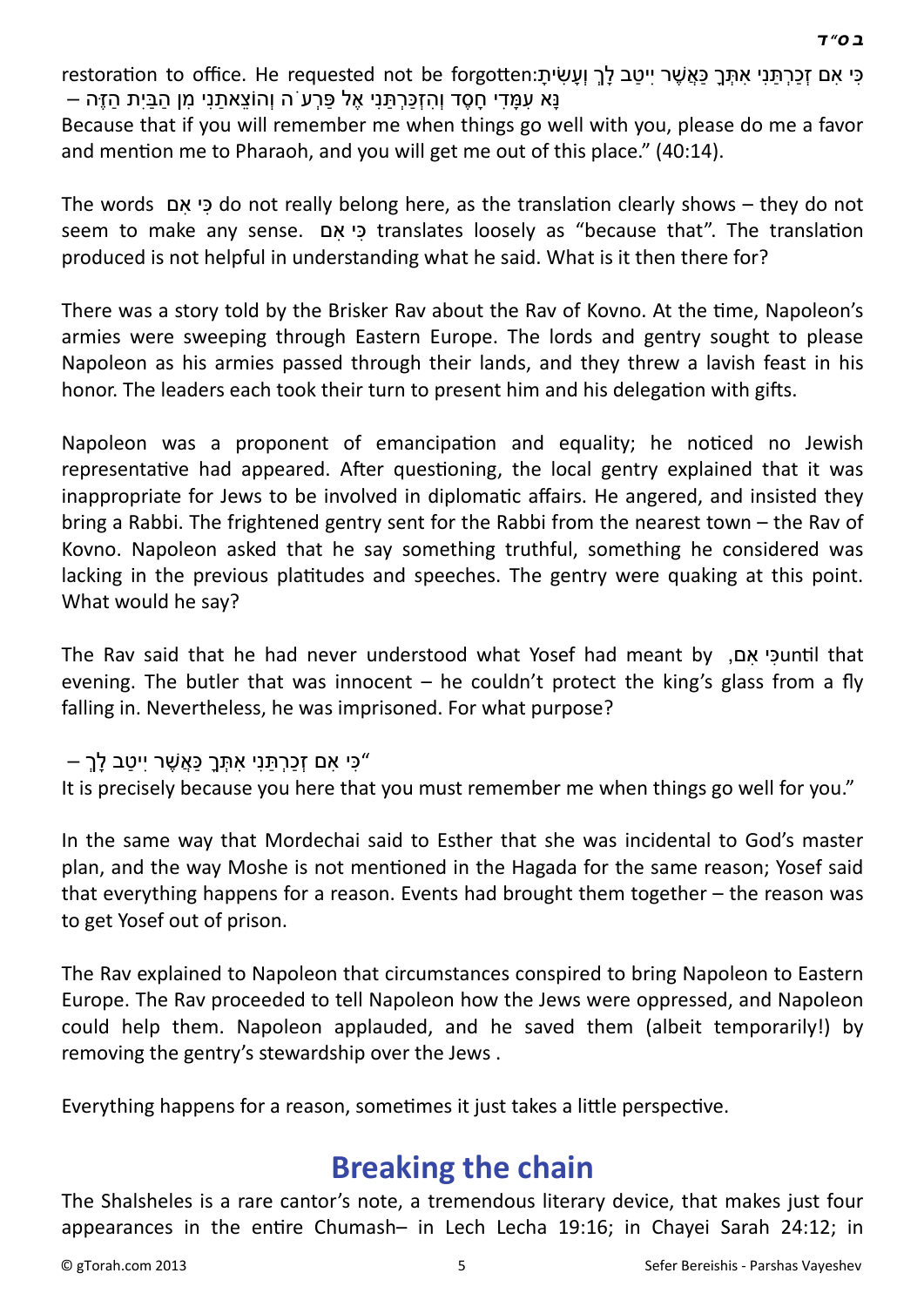restoration to office. He requested not be forgotten:כִּי אִם זְכַרְתַּנִי אִתְּךָ כַּאֲשֶׁר יִיטַב לָךְ וְעָשִׂיתָ נָּא עִמָּדִי חָסֶד וְהִזְכַּרְתַּנִי אֶל פַּרְעֹה וְהוֹצֵאתַנִי מִן הַבַּיִת הַזֶּה – Because that if you will remember me when things go well with you, please do me a favor and mention me to Pharaoh, and you will get me out of this place." (40:14).

The words כִּי אִם do not really belong here, as the translation clearly shows – they do not seem to make any sense. כִּי אִם translates loosely as "because that". The translation produced is not helpful in understanding what he said. What is it then there for?

There was a story told by the Brisker Rav about the Rav of Kovno. At the time, Napoleon's armies were sweeping through Eastern Europe. The lords and gentry sought to please Napoleon as his armies passed through their lands, and they threw a lavish feast in his honor. The leaders each took their turn to present him and his delegation with gifts.

Napoleon was a proponent of emancipation and equality; he noticed no Jewish representative had appeared. After questioning, the local gentry explained that it was inappropriate for Jews to be involved in diplomatic affairs. He angered, and insisted they bring a Rabbi. The frightened gentry sent for the Rabbi from the nearest town – the Rav of Kovno. Napoleon asked that he say something truthful, something he considered was lacking in the previous platitudes and speeches. The gentry were quaking at this point. What would he say?

The Rav said that he had never understood what Yosef had meant by כִּי אִם, until that evening. The butler that was innocent – he couldn't protect the king's glass from a fly falling in. Nevertheless, he was imprisoned. For what purpose?

"כִּי אִם זְכַרְתַּנִי אִתְּךָ כַּאֲשֶׁר יִיטַב לָךְ –
It is precisely because you here that you must remember me when things go well for you."

In the same way that Mordechai said to Esther that she was incidental to God's master plan, and the way Moshe is not mentioned in the Hagada for the same reason; Yosef said that everything happens for a reason. Events had brought them together – the reason was to get Yosef out of prison.

The Rav explained to Napoleon that circumstances conspired to bring Napoleon to Eastern Europe. The Rav proceeded to tell Napoleon how the Jews were oppressed, and Napoleon could help them. Napoleon applauded, and he saved them (albeit temporarily!) by removing the gentry's stewardship over the Jews .

Everything happens for a reason, sometimes it just takes a little perspective.

## Breaking the chain

The Shalsheles is a rare cantor's note, a tremendous literary device, that makes just four appearances in the entire Chumash– in Lech Lecha 19:16; in Chayei Sarah 24:12; in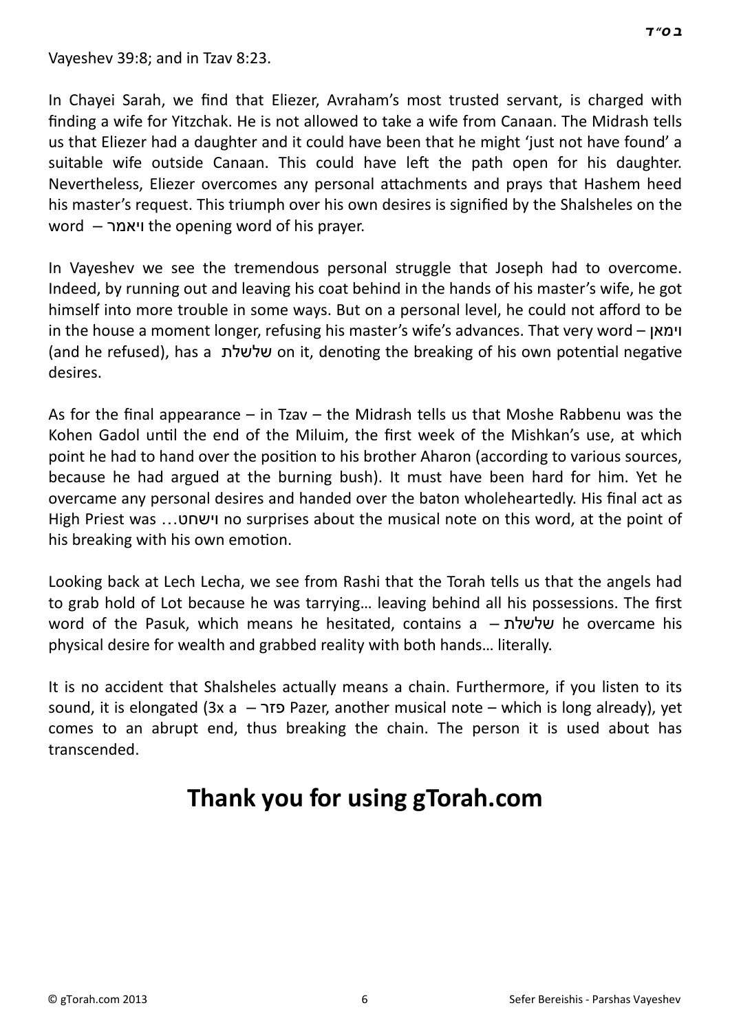Vayeshev 39:8; and in Tzav 8:23.

In Chayei Sarah, we find that Eliezer, Avraham's most trusted servant, is charged with finding a wife for Yitzchak. He is not allowed to take a wife from Canaan. The Midrash tells us that Eliezer had a daughter and it could have been that he might 'just not have found' a suitable wife outside Canaan. This could have left the path open for his daughter. Nevertheless, Eliezer overcomes any personal attachments and prays that Hashem heed his master's request. This triumph over his own desires is signified by the Shalsheles on the word – ויאמר the opening word of his prayer.

In Vayeshev we see the tremendous personal struggle that Joseph had to overcome. Indeed, by running out and leaving his coat behind in the hands of his master's wife, he got himself into more trouble in some ways. But on a personal level, he could not afford to be in the house a moment longer, refusing his master's wife's advances. That very word – וימאן (and he refused), has a שלשלת on it, denoting the breaking of his own potential negative desires.

As for the final appearance – in Tzav – the Midrash tells us that Moshe Rabbenu was the Kohen Gadol until the end of the Miluim, the first week of the Mishkan's use, at which point he had to hand over the position to his brother Aharon (according to various sources, because he had argued at the burning bush). It must have been hard for him. Yet he overcame any personal desires and handed over the baton wholeheartedly. His final act as High Priest was …וישחט no surprises about the musical note on this word, at the point of his breaking with his own emotion.

Looking back at Lech Lecha, we see from Rashi that the Torah tells us that the angels had to grab hold of Lot because he was tarrying… leaving behind all his possessions. The first word of the Pasuk, which means he hesitated, contains a – שלשלת he overcame his physical desire for wealth and grabbed reality with both hands… literally.

It is no accident that Shalsheles actually means a chain. Furthermore, if you listen to its sound, it is elongated (3x a – פזר Pazer, another musical note – which is long already), yet comes to an abrupt end, thus breaking the chain. The person it is used about has transcended.

## Thank you for using gTorah.com